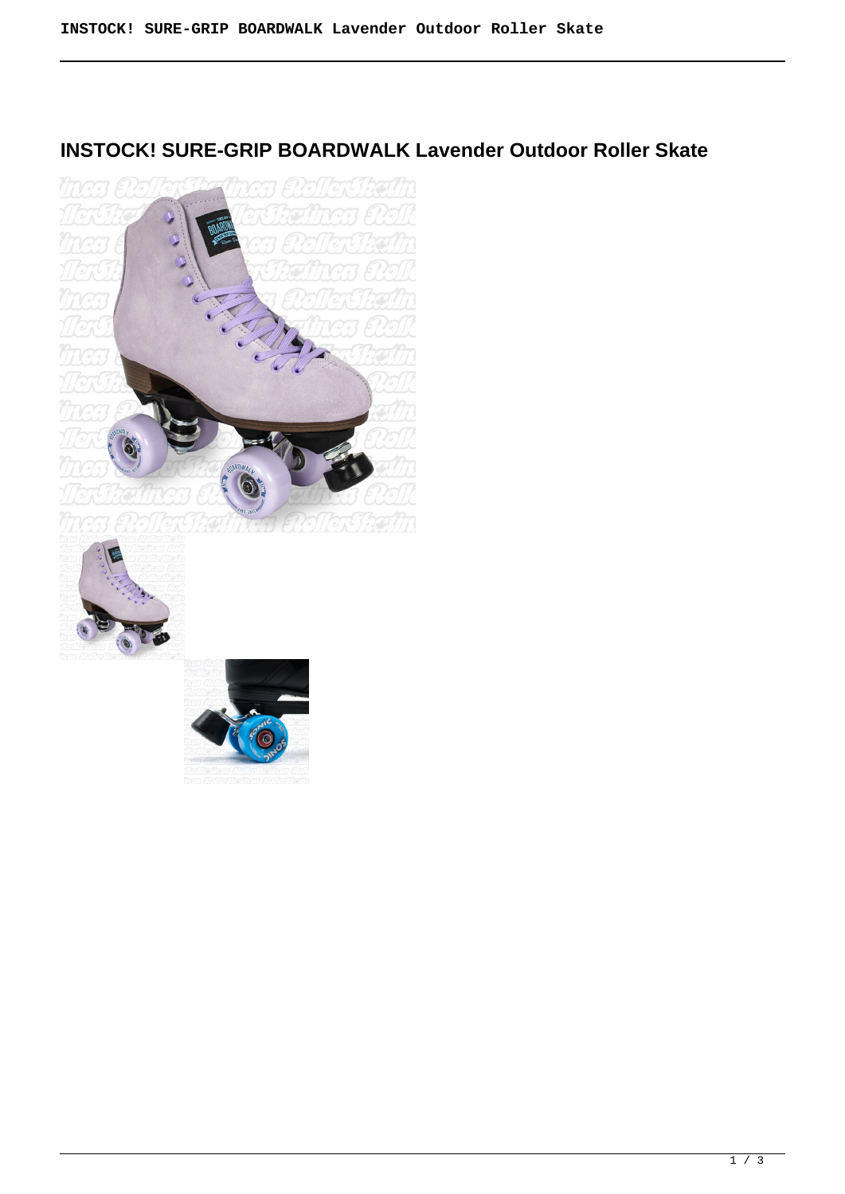# INSTOCK! SURE-GRIP BOARDWALK Lavender Outdoor Roller Skate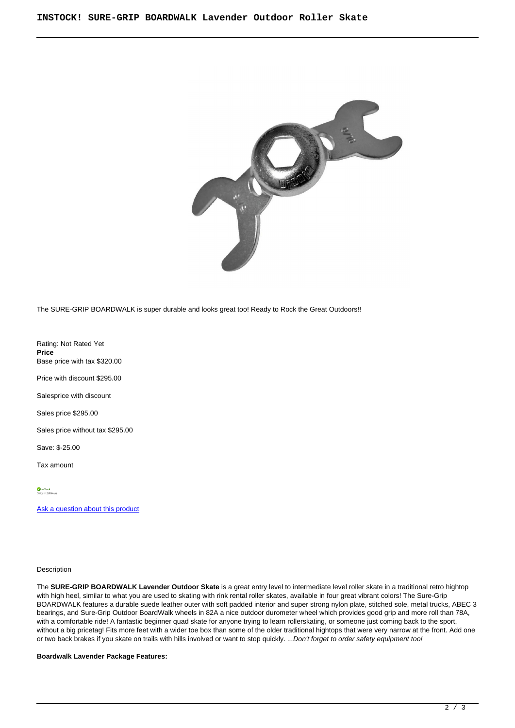The SURE-GRIP BOARDWALK is super durable and looks great too! Ready to Rock the Great Outdoors!!

Rating: Not Rated Yet
**Price**
Base price with tax $320.00

Price with discount $295.00

Salesprice with discount

Sales price $295.00

Sales price without tax $295.00

Save: $-25.00

Tax amount

In Stock
Ships In: 24 Hours

[Ask a question about this product]

Description

The **SURE-GRIP BOARDWALK Lavender Outdoor Skate** is a great entry level to intermediate level roller skate in a traditional retro hightop with high heel, similar to what you are used to skating with rink rental roller skates, available in four great vibrant colors! The Sure-Grip BOARDWALK features a durable suede leather outer with soft padded interior and super strong nylon plate, stitched sole, metal trucks, ABEC 3 bearings, and Sure-Grip Outdoor BoardWalk wheels in 82A a nice outdoor durometer wheel which provides good grip and more roll than 78A, with a comfortable ride! A fantastic beginner quad skate for anyone trying to learn rollerskating, or someone just coming back to the sport, without a big pricetag! Fits more feet with a wider toe box than some of the older traditional hightops that were very narrow at the front. Add one or two back brakes if you skate on trails with hills involved or want to stop quickly. *...Don't forget to order safety equipment too!*

**Boardwalk Lavender Package Features:**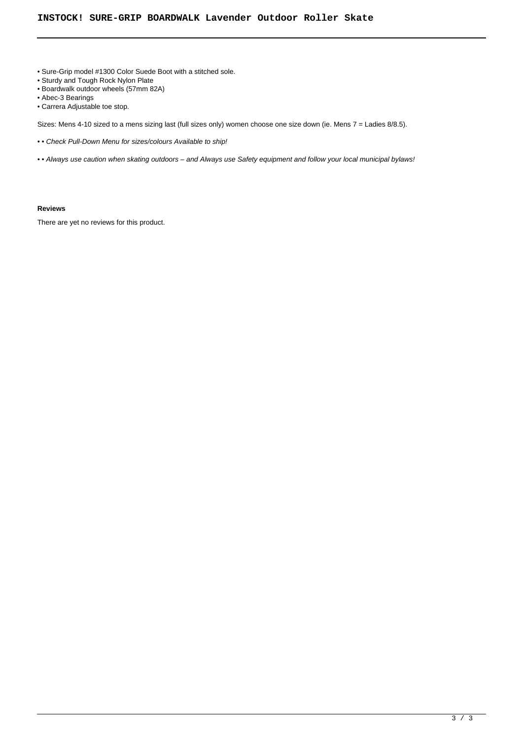- Sure-Grip model #1300 Color Suede Boot with a stitched sole.
- Sturdy and Tough Rock Nylon Plate
- Boardwalk outdoor wheels (57mm 82A)
- Abec-3 Bearings
- Carrera Adjustable toe stop.

Sizes: Mens 4-10 sized to a mens sizing last (full sizes only) women choose one size down (ie. Mens 7 = Ladies 8/8.5).

• • *Check Pull-Down Menu for sizes/colours Available to ship!*

• • *Always use caution when skating outdoors – and Always use Safety equipment and follow your local municipal bylaws!*

**Reviews**

There are yet no reviews for this product.